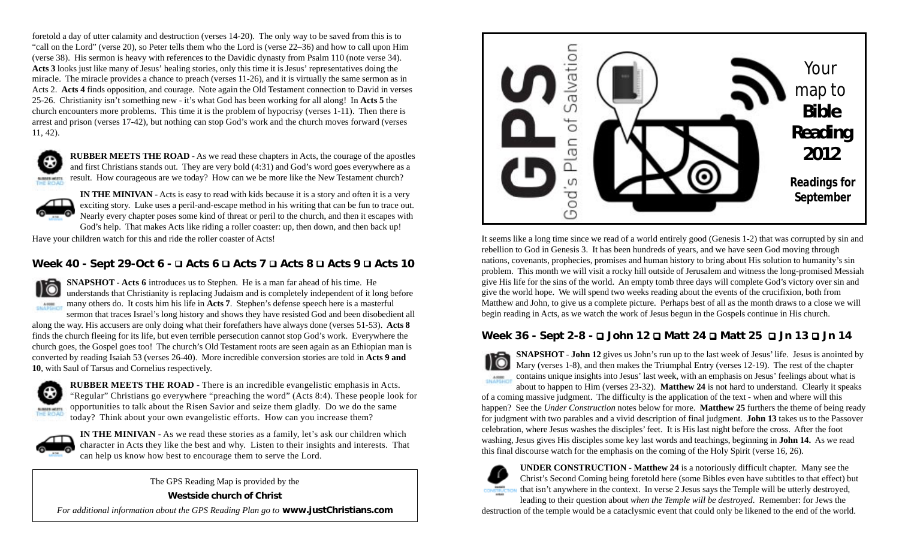foretold a day of utter calamity and destruction (verses 14-20). The only way to be saved from this is to "call on the Lord" (verse 20), so Peter tells them who the Lord is (verse 22–36) and how to call upon Him (verse 38). His sermon is heavy with references to the Davidic dynasty from Psalm 110 (note verse 34). **Acts 3** looks just like many of Jesus' healing stories, only this time it is Jesus' representatives doing the miracle. The miracle provides a chance to preach (verses 11-26), and it is virtually the same sermon as in Acts 2. **Acts 4** finds opposition, and courage. Note again the Old Testament connection to David in verses 25-26. Christianity isn't something new - it's what God has been working for all along! In **Acts 5** the church encounters more problems. This time it is the problem of hypocrisy (verses 1-11). Then there is arrest and prison (verses 17-42), but nothing can stop God's work and the church moves forward (verses 11, 42).

**RUBBER MEETS THE ROAD** - As we read these chapters in Acts, the courage of the apostles and first Christians stands out. They are very bold (4:31) and God's word goes everywhere as a result. How courageous are we today? How can we be more like the New Testament church?

**IN THE MINIVAN** - Acts is easy to read with kids because it is a story and often it is a very exciting story. Luke uses a peril-and-escape method in his writing that can be fun to trace out. Nearly every chapter poses some kind of threat or peril to the church, and then it escapes with God's help. That makes Acts like riding a roller coaster: up, then down, and then back up! Have your children watch for this and ride the roller coaster of Acts!

## Week 40 - Sept 29-Oct 6 - ❑ Acts 6 ❑ Acts 7 ❑ Acts 8 ❑ Acts 9 ❑ Acts 10

**SNAPSHOT** - **Acts 6** introduces us to Stephen. He is a man far ahead of his time. He understands that Christianity is replacing Judaism and is completely independent of it long before many others do. It costs him his life in **Acts 7**. Stephen's defense speech here is a masterful sermon that traces Israel's long history and shows they have resisted God and been disobedient all along the way. His accusers are only doing what their forefathers have always done (verses 51-53). **Acts 8** finds the church fleeing for its life, but even terrible persecution cannot stop God's work. Everywhere the church goes, the Gospel goes too! The church's Old Testament roots are seen again as an Ethiopian man is converted by reading Isaiah 53 (verses 26-40). More incredible conversion stories are told in **Acts 9 and 10**, with Saul of Tarsus and Cornelius respectively.

**RUBBER MEETS THE ROAD** - There is an incredible evangelistic emphasis in Acts. "Regular" Christians go everywhere "preaching the word" (Acts 8:4). These people look for opportunities to talk about the Risen Savior and seize them gladly. Do we do the same today? Think about your own evangelistic efforts. How can you increase them?

**IN THE MINIVAN** - As we read these stories as a family, let's ask our children which character in Acts they like the best and why. Listen to their insights and interests. That can help us know how best to encourage them to serve the Lord.

The GPS Reading Map is provided by the

**Westside church of Christ**

*For additional information about the GPS Reading Plan go to* **www.justChristians.com**

# GPS
God's Plan of Salvation

Your map to **Bible Reading 2012**

**Readings for September**

It seems like a long time since we read of a world entirely good (Genesis 1-2) that was corrupted by sin and rebellion to God in Genesis 3. It has been hundreds of years, and we have seen God moving through nations, covenants, prophecies, promises and human history to bring about His solution to humanity's sin problem. This month we will visit a rocky hill outside of Jerusalem and witness the long-promised Messiah give His life for the sins of the world. An empty tomb three days will complete God's victory over sin and give the world hope. We will spend two weeks reading about the events of the crucifixion, both from Matthew and John, to give us a complete picture. Perhaps best of all as the month draws to a close we will begin reading in Acts, as we watch the work of Jesus begun in the Gospels continue in His church.

## Week 36 - Sept 2-8 - ❑ John 12 ❑ Matt 24 ❑ Matt 25 ❑ Jn 13 ❑ Jn 14

**SNAPSHOT** - **John 12** gives us John's run up to the last week of Jesus' life. Jesus is anointed by Mary (verses 1-8), and then makes the Triumphal Entry (verses 12-19). The rest of the chapter contains unique insights into Jesus' last week, with an emphasis on Jesus' feelings about what is about to happen to Him (verses 23-32). **Matthew 24** is not hard to understand. Clearly it speaks of a coming massive judgment. The difficulty is the application of the text - when and where will this happen? See the *Under Construction* notes below for more. **Matthew 25** furthers the theme of being ready for judgment with two parables and a vivid description of final judgment. **John 13** takes us to the Passover celebration, where Jesus washes the disciples' feet. It is His last night before the cross. After the foot washing, Jesus gives His disciples some key last words and teachings, beginning in **John 14.** As we read this final discourse watch for the emphasis on the coming of the Holy Spirit (verse 16, 26).

**UNDER CONSTRUCTION** - **Matthew 24** is a notoriously difficult chapter. Many see the Christ's Second Coming being foretold here (some Bibles even have subtitles to that effect) but that isn't anywhere in the context. In verse 2 Jesus says the Temple will be utterly destroyed, leading to their question about *when the Temple will be destroyed*. Remember: for Jews the destruction of the temple would be a cataclysmic event that could only be likened to the end of the world.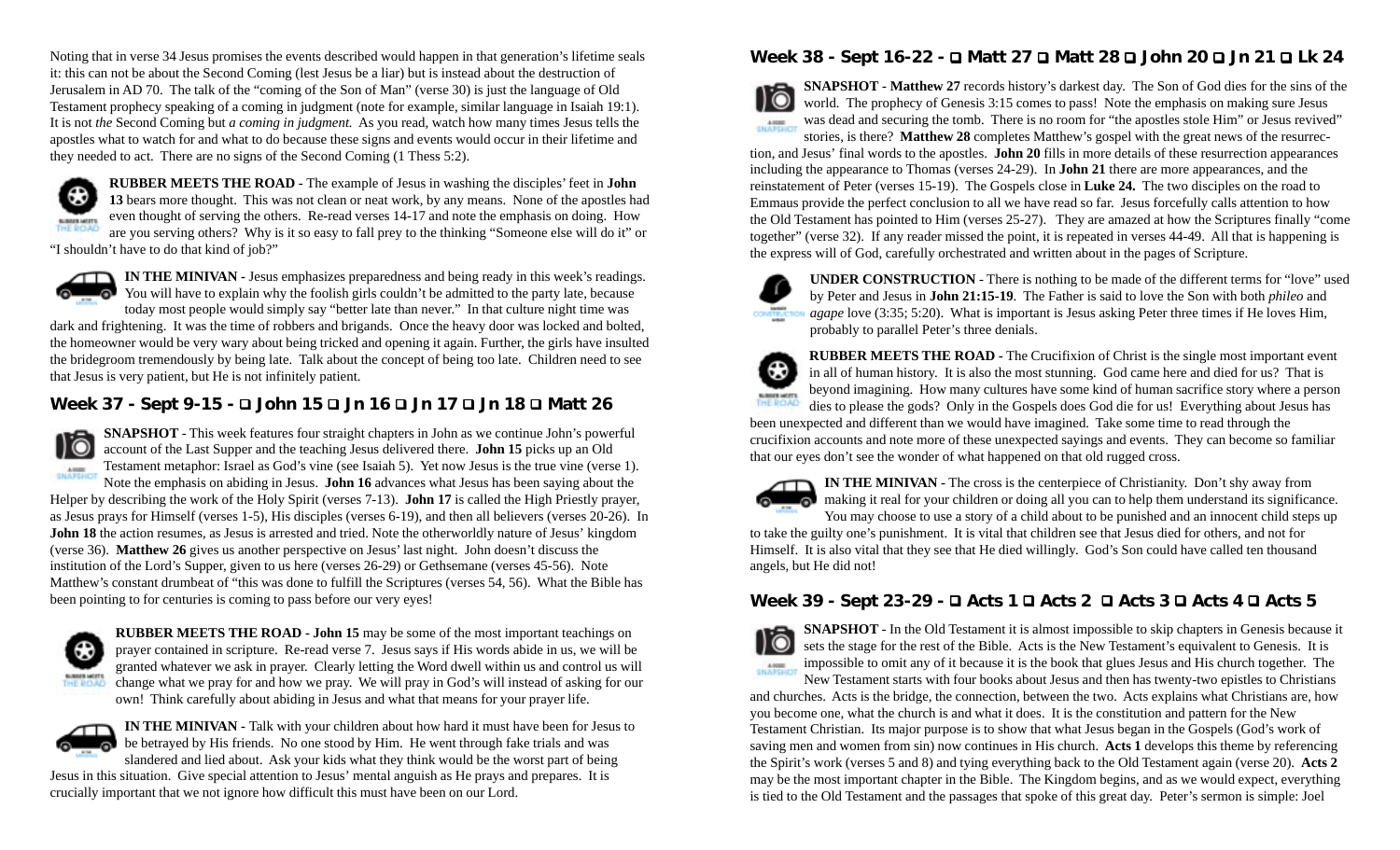Noting that in verse 34 Jesus promises the events described would happen in that generation's lifetime seals it: this can not be about the Second Coming (lest Jesus be a liar) but is instead about the destruction of Jerusalem in AD 70. The talk of the "coming of the Son of Man" (verse 30) is just the language of Old Testament prophecy speaking of a coming in judgment (note for example, similar language in Isaiah 19:1). It is not *the* Second Coming but *a coming in judgment.* As you read, watch how many times Jesus tells the apostles what to watch for and what to do because these signs and events would occur in their lifetime and they needed to act. There are no signs of the Second Coming (1 Thess 5:2).

**RUBBER MEETS THE ROAD** - The example of Jesus in washing the disciples' feet in **John 13** bears more thought. This was not clean or neat work, by any means. None of the apostles had even thought of serving the others. Re-read verses 14-17 and note the emphasis on doing. How are you serving others? Why is it so easy to fall prey to the thinking "Someone else will do it" or "I shouldn't have to do that kind of job?"

**IN THE MINIVAN** - Jesus emphasizes preparedness and being ready in this week's readings. You will have to explain why the foolish girls couldn't be admitted to the party late, because today most people would simply say "better late than never." In that culture night time was dark and frightening. It was the time of robbers and brigands. Once the heavy door was locked and bolted, the homeowner would be very wary about being tricked and opening it again. Further, the girls have insulted the bridegroom tremendously by being late. Talk about the concept of being too late. Children need to see that Jesus is very patient, but He is not infinitely patient.

## Week 37 - Sept 9-15 - ❑ John 15 ❑ Jn 16 ❑ Jn 17 ❑ Jn 18 ❑ Matt 26

**SNAPSHOT** - This week features four straight chapters in John as we continue John's powerful account of the Last Supper and the teaching Jesus delivered there. **John 15** picks up an Old Testament metaphor: Israel as God's vine (see Isaiah 5). Yet now Jesus is the true vine (verse 1). Note the emphasis on abiding in Jesus. **John 16** advances what Jesus has been saying about the Helper by describing the work of the Holy Spirit (verses 7-13). **John 17** is called the High Priestly prayer, as Jesus prays for Himself (verses 1-5), His disciples (verses 6-19), and then all believers (verses 20-26). In **John 18** the action resumes, as Jesus is arrested and tried. Note the otherworldly nature of Jesus' kingdom (verse 36). **Matthew 26** gives us another perspective on Jesus' last night. John doesn't discuss the institution of the Lord's Supper, given to us here (verses 26-29) or Gethsemane (verses 45-56). Note Matthew's constant drumbeat of "this was done to fulfill the Scriptures (verses 54, 56). What the Bible has been pointing to for centuries is coming to pass before our very eyes!

**RUBBER MEETS THE ROAD** - **John 15** may be some of the most important teachings on prayer contained in scripture. Re-read verse 7. Jesus says if His words abide in us, we will be granted whatever we ask in prayer. Clearly letting the Word dwell within us and control us will change what we pray for and how we pray. We will pray in God's will instead of asking for our own! Think carefully about abiding in Jesus and what that means for your prayer life.

**IN THE MINIVAN** - Talk with your children about how hard it must have been for Jesus to be betrayed by His friends. No one stood by Him. He went through fake trials and was slandered and lied about. Ask your kids what they think would be the worst part of being Jesus in this situation. Give special attention to Jesus' mental anguish as He prays and prepares. It is crucially important that we not ignore how difficult this must have been on our Lord.

## Week 38 - Sept 16-22 - ❑ Matt 27 ❑ Matt 28 ❑ John 20 ❑ Jn 21 ❑ Lk 24

**SNAPSHOT** - **Matthew 27** records history's darkest day. The Son of God dies for the sins of the world. The prophecy of Genesis 3:15 comes to pass! Note the emphasis on making sure Jesus was dead and securing the tomb. There is no room for "the apostles stole Him" or Jesus revived" stories, is there? **Matthew 28** completes Matthew's gospel with the great news of the resurrection, and Jesus' final words to the apostles. **John 20** fills in more details of these resurrection appearances including the appearance to Thomas (verses 24-29). In **John 21** there are more appearances, and the reinstatement of Peter (verses 15-19). The Gospels close in **Luke 24.** The two disciples on the road to Emmaus provide the perfect conclusion to all we have read so far. Jesus forcefully calls attention to how the Old Testament has pointed to Him (verses 25-27). They are amazed at how the Scriptures finally "come together" (verse 32). If any reader missed the point, it is repeated in verses 44-49. All that is happening is the express will of God, carefully orchestrated and written about in the pages of Scripture.

**UNDER CONSTRUCTION** - There is nothing to be made of the different terms for "love" used by Peter and Jesus in **John 21:15-19**. The Father is said to love the Son with both *phileo* and *agape* love (3:35; 5:20). What is important is Jesus asking Peter three times if He loves Him, probably to parallel Peter's three denials.

**RUBBER MEETS THE ROAD** - The Crucifixion of Christ is the single most important event in all of human history. It is also the most stunning. God came here and died for us? That is beyond imagining. How many cultures have some kind of human sacrifice story where a person dies to please the gods? Only in the Gospels does God die for us! Everything about Jesus has been unexpected and different than we would have imagined. Take some time to read through the crucifixion accounts and note more of these unexpected sayings and events. They can become so familiar that our eyes don't see the wonder of what happened on that old rugged cross.

**IN THE MINIVAN** - The cross is the centerpiece of Christianity. Don't shy away from making it real for your children or doing all you can to help them understand its significance. You may choose to use a story of a child about to be punished and an innocent child steps up to take the guilty one's punishment. It is vital that children see that Jesus died for others, and not for Himself. It is also vital that they see that He died willingly. God's Son could have called ten thousand angels, but He did not!

## Week 39 - Sept 23-29 - ❑ Acts 1 ❑ Acts 2 ❑ Acts 3 ❑ Acts 4 ❑ Acts 5

**SNAPSHOT** - In the Old Testament it is almost impossible to skip chapters in Genesis because it sets the stage for the rest of the Bible. Acts is the New Testament's equivalent to Genesis. It is impossible to omit any of it because it is the book that glues Jesus and His church together. The New Testament starts with four books about Jesus and then has twenty-two epistles to Christians and churches. Acts is the bridge, the connection, between the two. Acts explains what Christians are, how you become one, what the church is and what it does. It is the constitution and pattern for the New Testament Christian. Its major purpose is to show that what Jesus began in the Gospels (God's work of saving men and women from sin) now continues in His church. **Acts 1** develops this theme by referencing the Spirit's work (verses 5 and 8) and tying everything back to the Old Testament again (verse 20). **Acts 2** may be the most important chapter in the Bible. The Kingdom begins, and as we would expect, everything is tied to the Old Testament and the passages that spoke of this great day. Peter's sermon is simple: Joel